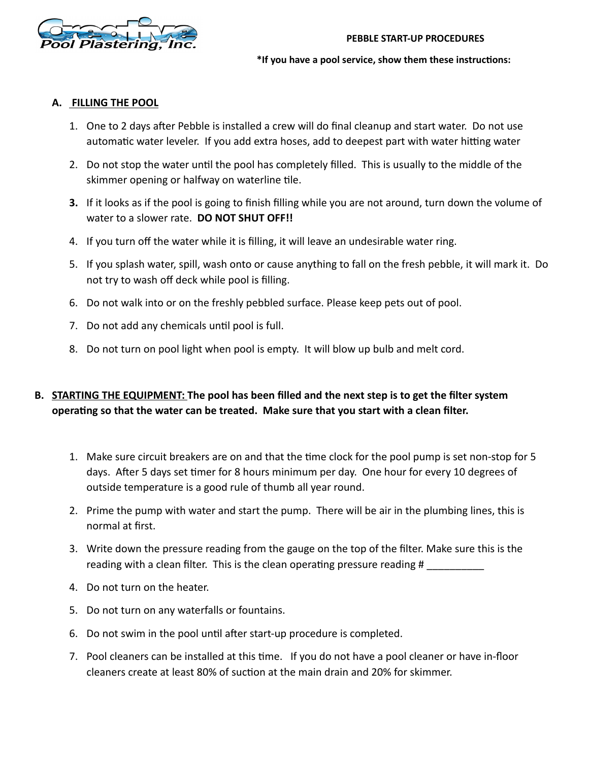Creative Pool Plastering, Inc.

**PEBBLE START-UP PROCEDURES**

**\*If you have a pool service, show them these instructions:**

## A. FILLING THE POOL

1. One to 2 days after Pebble is installed a crew will do final cleanup and start water. Do not use automatic water leveler. If you add extra hoses, add to deepest part with water hitting water
2. Do not stop the water until the pool has completely filled. This is usually to the middle of the skimmer opening or halfway on waterline tile.
3. If it looks as if the pool is going to finish filling while you are not around, turn down the volume of water to a slower rate. **DO NOT SHUT OFF!!**
4. If you turn off the water while it is filling, it will leave an undesirable water ring.
5. If you splash water, spill, wash onto or cause anything to fall on the fresh pebble, it will mark it. Do not try to wash off deck while pool is filling.
6. Do not walk into or on the freshly pebbled surface. Please keep pets out of pool.
7. Do not add any chemicals until pool is full.
8. Do not turn on pool light when pool is empty. It will blow up bulb and melt cord.

## B. STARTING THE EQUIPMENT: The pool has been filled and the next step is to get the filter system operating so that the water can be treated. Make sure that you start with a clean filter.

1. Make sure circuit breakers are on and that the time clock for the pool pump is set non-stop for 5 days. After 5 days set timer for 8 hours minimum per day. One hour for every 10 degrees of outside temperature is a good rule of thumb all year round.
2. Prime the pump with water and start the pump. There will be air in the plumbing lines, this is normal at first.
3. Write down the pressure reading from the gauge on the top of the filter. Make sure this is the reading with a clean filter. This is the clean operating pressure reading # __________
4. Do not turn on the heater.
5. Do not turn on any waterfalls or fountains.
6. Do not swim in the pool until after start-up procedure is completed.
7. Pool cleaners can be installed at this time. If you do not have a pool cleaner or have in-floor cleaners create at least 80% of suction at the main drain and 20% for skimmer.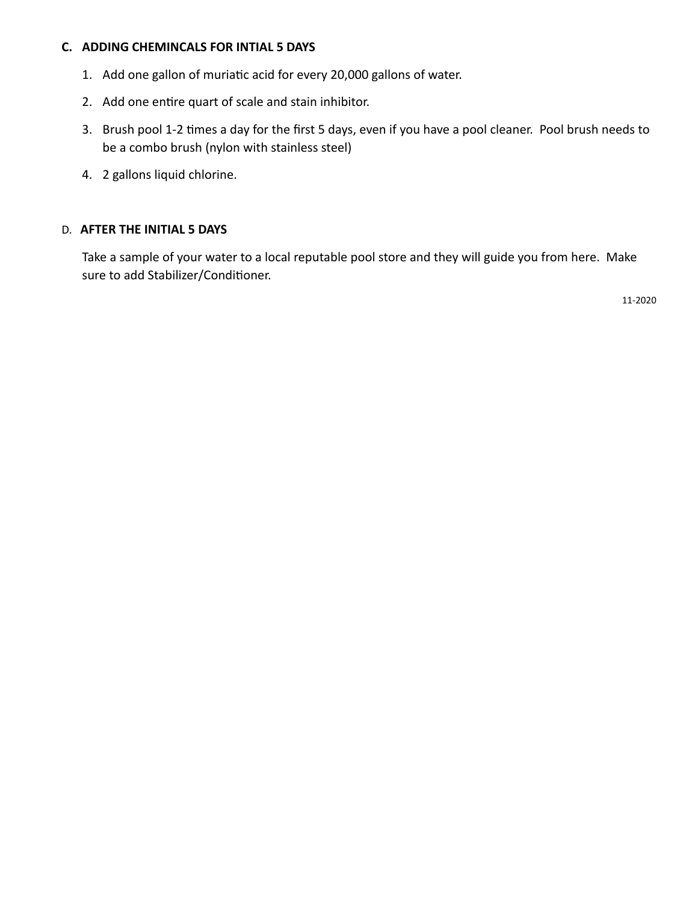## C. ADDING CHEMINCALS FOR INTIAL 5 DAYS

1. Add one gallon of muriatic acid for every 20,000 gallons of water.
2. Add one entire quart of scale and stain inhibitor.
3. Brush pool 1-2 times a day for the first 5 days, even if you have a pool cleaner. Pool brush needs to be a combo brush (nylon with stainless steel)
4. 2 gallons liquid chlorine.

## D. AFTER THE INITIAL 5 DAYS

Take a sample of your water to a local reputable pool store and they will guide you from here. Make sure to add Stabilizer/Conditioner.

11-2020